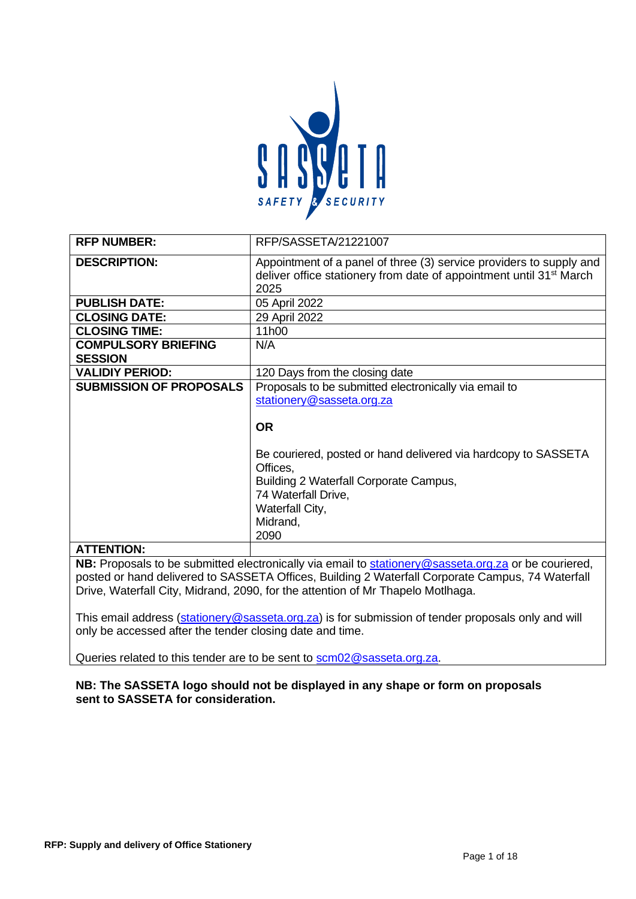| RFP NUMBER: | RFP/SASSETA/21221007 |
|---|---|
| DESCRIPTION: | Appointment of a panel of three (3) service providers to supply and deliver office stationery from date of appointment until 31st March 2025 |
| PUBLISH DATE: | 05 April 2022 |
| CLOSING DATE: | 29 April 2022 |
| CLOSING TIME: | 11h00 |
| COMPULSORY BRIEFING SESSION | N/A |
| VALIDIY PERIOD: | 120 Days from the closing date |
| SUBMISSION OF PROPOSALS | Proposals to be submitted electronically via email to stationery@sasseta.org.za<br><br>**OR**<br><br>Be couriered, posted or hand delivered via hardcopy to SASSETA Offices,<br>Building 2 Waterfall Corporate Campus,<br>74 Waterfall Drive,<br>Waterfall City,<br>Midrand,<br>2090 |
| ATTENTION: | |

**NB:** Proposals to be submitted electronically via email to stationery@sasseta.org.za or be couriered, posted or hand delivered to SASSETA Offices, Building 2 Waterfall Corporate Campus, 74 Waterfall Drive, Waterfall City, Midrand, 2090, for the attention of Mr Thapelo Motlhaga.

This email address (stationery@sasseta.org.za) is for submission of tender proposals only and will only be accessed after the tender closing date and time.

Queries related to this tender are to be sent to scm02@sasseta.org.za.

**NB: The SASSETA logo should not be displayed in any shape or form on proposals sent to SASSETA for consideration.**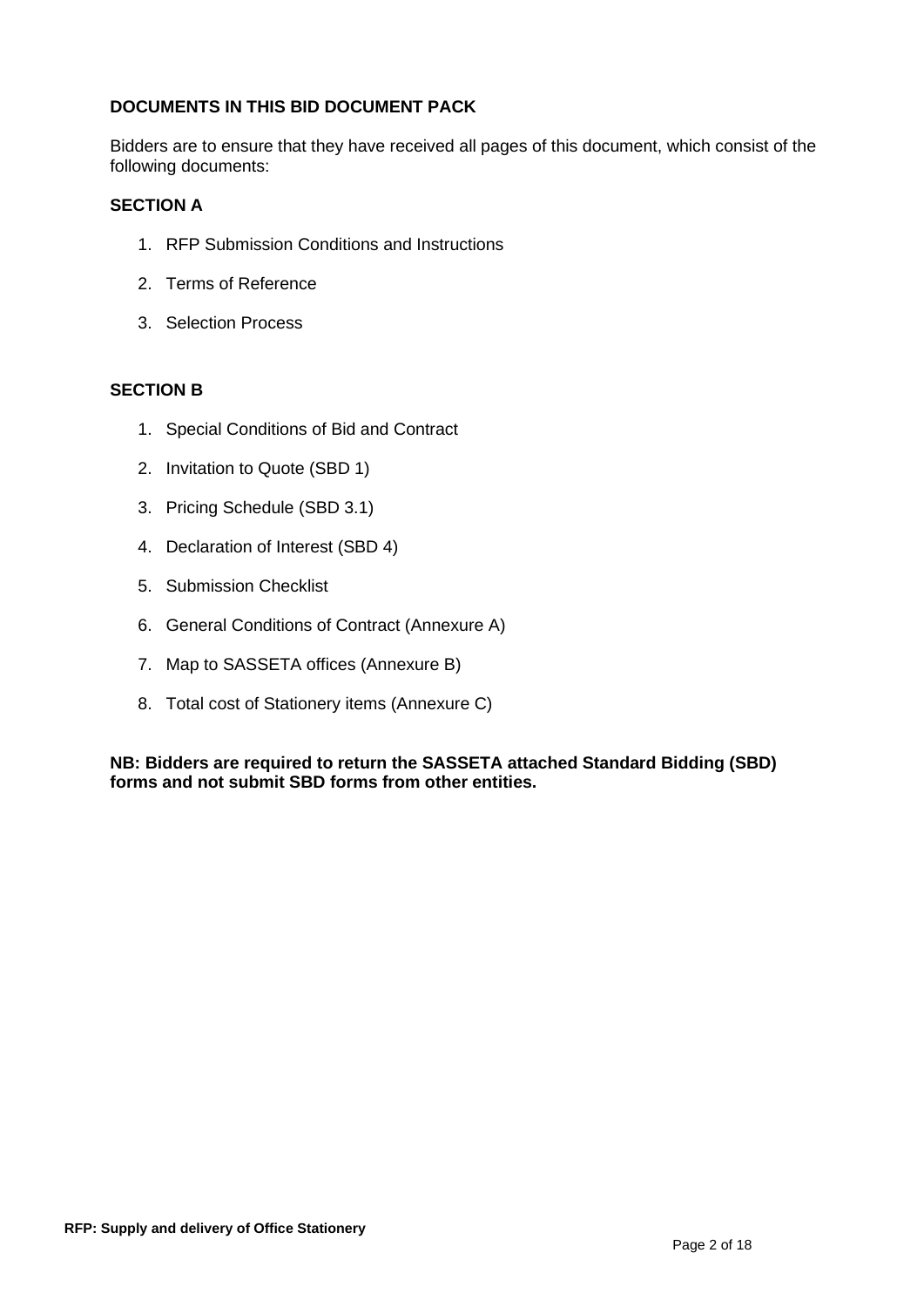## DOCUMENTS IN THIS BID DOCUMENT PACK

Bidders are to ensure that they have received all pages of this document, which consist of the following documents:

### SECTION A

1. RFP Submission Conditions and Instructions
2. Terms of Reference
3. Selection Process

### SECTION B

1. Special Conditions of Bid and Contract
2. Invitation to Quote (SBD 1)
3. Pricing Schedule (SBD 3.1)
4. Declaration of Interest (SBD 4)
5. Submission Checklist
6. General Conditions of Contract (Annexure A)
7. Map to SASSETA offices (Annexure B)
8. Total cost of Stationery items (Annexure C)

**NB: Bidders are required to return the SASSETA attached Standard Bidding (SBD) forms and not submit SBD forms from other entities.**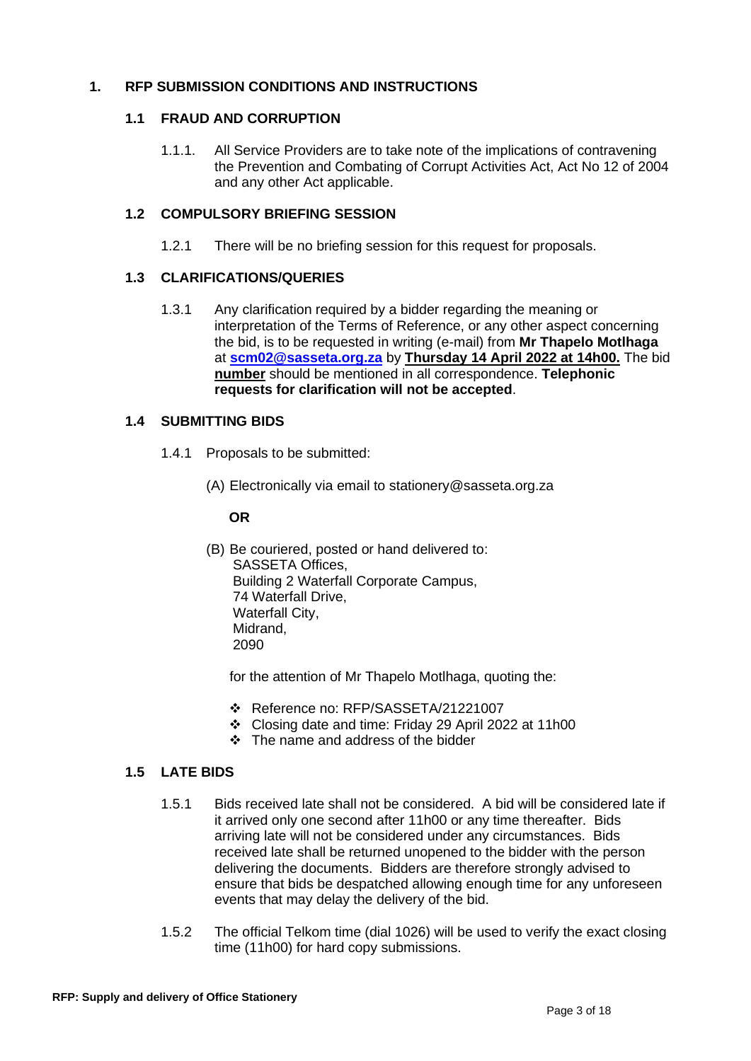# 1. RFP SUBMISSION CONDITIONS AND INSTRUCTIONS

## 1.1 FRAUD AND CORRUPTION

1.1.1. All Service Providers are to take note of the implications of contravening the Prevention and Combating of Corrupt Activities Act, Act No 12 of 2004 and any other Act applicable.

## 1.2 COMPULSORY BRIEFING SESSION

1.2.1 There will be no briefing session for this request for proposals.

## 1.3 CLARIFICATIONS/QUERIES

1.3.1 Any clarification required by a bidder regarding the meaning or interpretation of the Terms of Reference, or any other aspect concerning the bid, is to be requested in writing (e-mail) from **Mr Thapelo Motlhaga** at **scm02@sasseta.org.za** by **Thursday 14 April 2022 at 14h00.** The bid **number** should be mentioned in all correspondence. **Telephonic requests for clarification will not be accepted**.

## 1.4 SUBMITTING BIDS

1.4.1 Proposals to be submitted:

(A) Electronically via email to stationery@sasseta.org.za

**OR**

(B) Be couriered, posted or hand delivered to:
SASSETA Offices,
Building 2 Waterfall Corporate Campus,
74 Waterfall Drive,
Waterfall City,
Midrand,
2090

for the attention of Mr Thapelo Motlhaga, quoting the:

- Reference no: RFP/SASSETA/21221007
- Closing date and time: Friday 29 April 2022 at 11h00
- The name and address of the bidder

## 1.5 LATE BIDS

1.5.1 Bids received late shall not be considered. A bid will be considered late if it arrived only one second after 11h00 or any time thereafter. Bids arriving late will not be considered under any circumstances. Bids received late shall be returned unopened to the bidder with the person delivering the documents. Bidders are therefore strongly advised to ensure that bids be despatched allowing enough time for any unforeseen events that may delay the delivery of the bid.

1.5.2 The official Telkom time (dial 1026) will be used to verify the exact closing time (11h00) for hard copy submissions.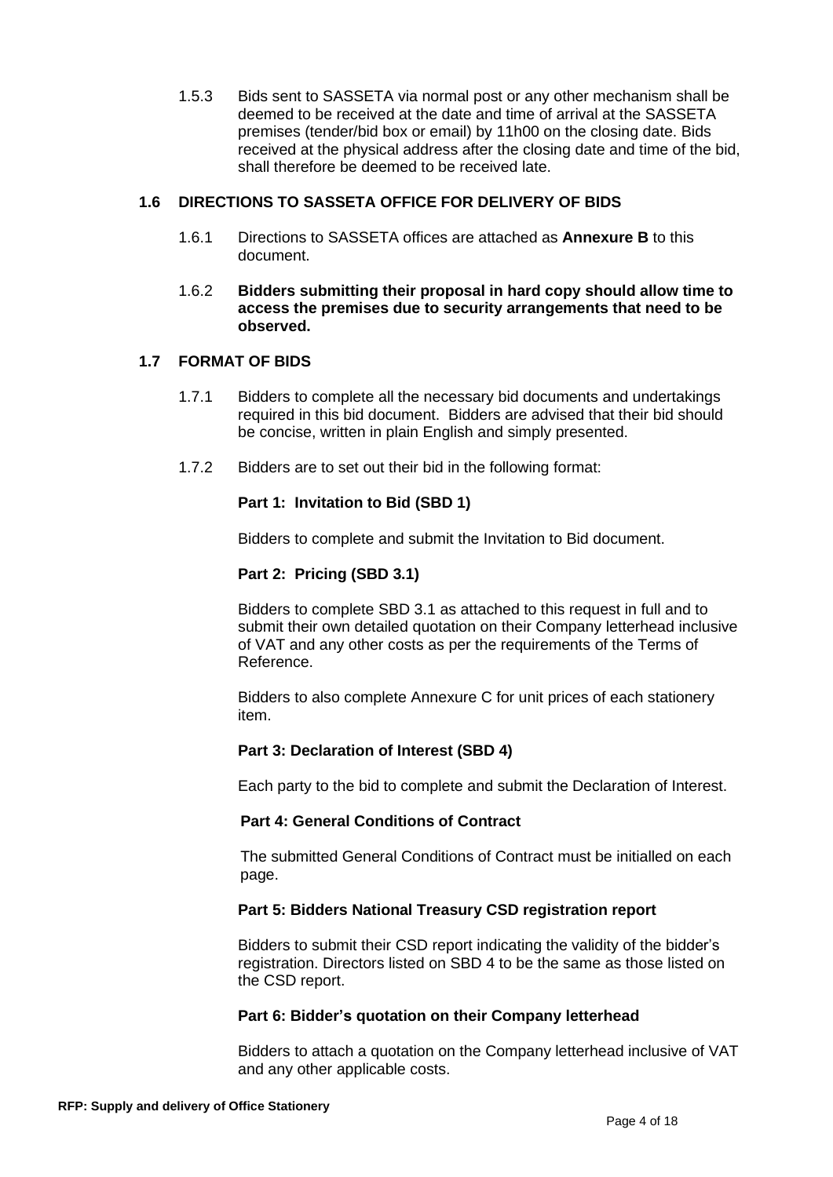1.5.3 Bids sent to SASSETA via normal post or any other mechanism shall be deemed to be received at the date and time of arrival at the SASSETA premises (tender/bid box or email) by 11h00 on the closing date. Bids received at the physical address after the closing date and time of the bid, shall therefore be deemed to be received late.

## 1.6 DIRECTIONS TO SASSETA OFFICE FOR DELIVERY OF BIDS

1.6.1 Directions to SASSETA offices are attached as **Annexure B** to this document.

1.6.2 **Bidders submitting their proposal in hard copy should allow time to access the premises due to security arrangements that need to be observed.**

## 1.7 FORMAT OF BIDS

1.7.1 Bidders to complete all the necessary bid documents and undertakings required in this bid document. Bidders are advised that their bid should be concise, written in plain English and simply presented.

1.7.2 Bidders are to set out their bid in the following format:

**Part 1: Invitation to Bid (SBD 1)**

Bidders to complete and submit the Invitation to Bid document.

**Part 2: Pricing (SBD 3.1)**

Bidders to complete SBD 3.1 as attached to this request in full and to submit their own detailed quotation on their Company letterhead inclusive of VAT and any other costs as per the requirements of the Terms of Reference.

Bidders to also complete Annexure C for unit prices of each stationery item.

**Part 3: Declaration of Interest (SBD 4)**

Each party to the bid to complete and submit the Declaration of Interest.

**Part 4: General Conditions of Contract**

The submitted General Conditions of Contract must be initialled on each page.

**Part 5: Bidders National Treasury CSD registration report**

Bidders to submit their CSD report indicating the validity of the bidder's registration. Directors listed on SBD 4 to be the same as those listed on the CSD report.

**Part 6: Bidder's quotation on their Company letterhead**

Bidders to attach a quotation on the Company letterhead inclusive of VAT and any other applicable costs.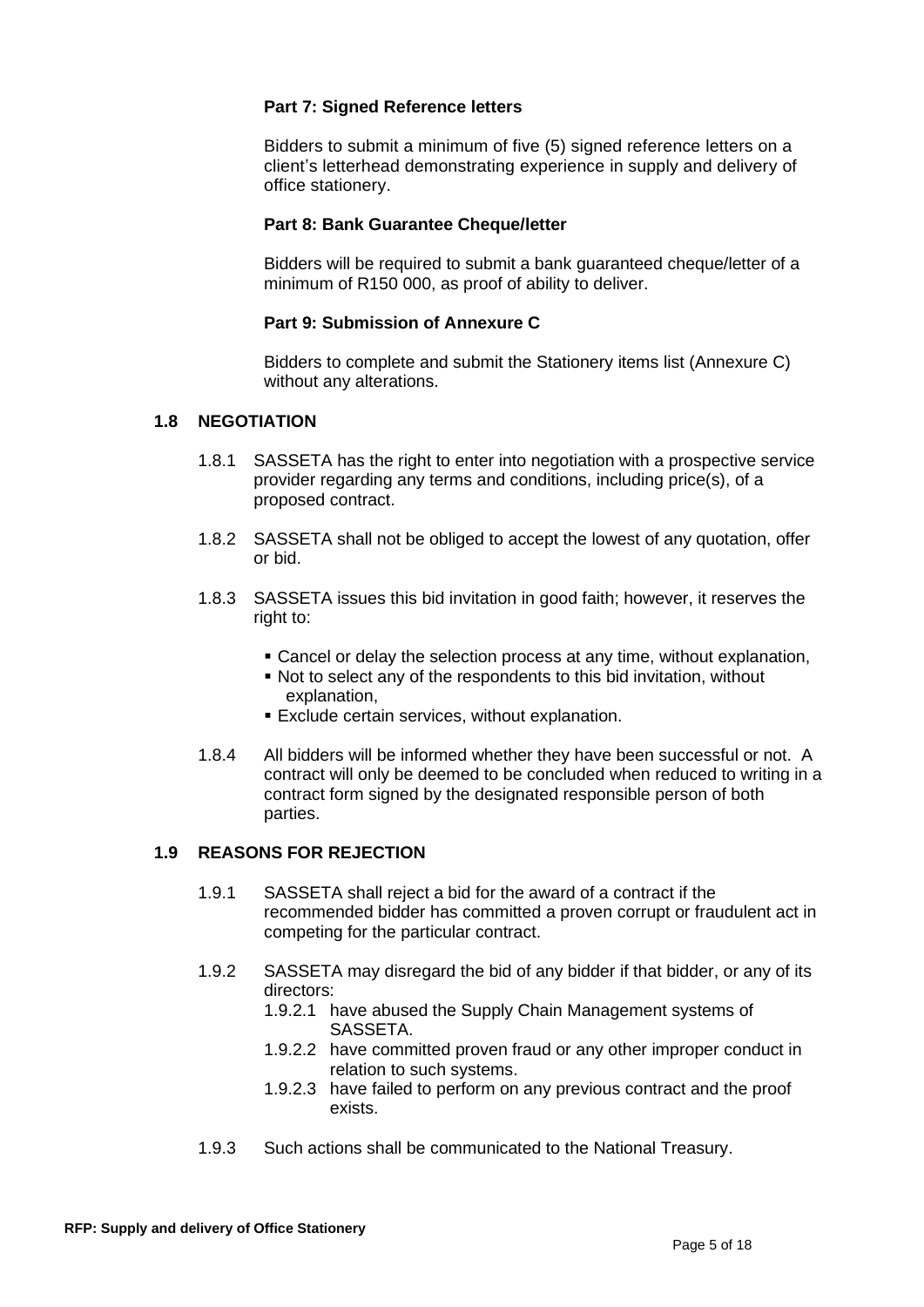**Part 7: Signed Reference letters**

Bidders to submit a minimum of five (5) signed reference letters on a client's letterhead demonstrating experience in supply and delivery of office stationery.

**Part 8: Bank Guarantee Cheque/letter**

Bidders will be required to submit a bank guaranteed cheque/letter of a minimum of R150 000, as proof of ability to deliver.

**Part 9: Submission of Annexure C**

Bidders to complete and submit the Stationery items list (Annexure C) without any alterations.

## 1.8 NEGOTIATION

1.8.1 SASSETA has the right to enter into negotiation with a prospective service provider regarding any terms and conditions, including price(s), of a proposed contract.

1.8.2 SASSETA shall not be obliged to accept the lowest of any quotation, offer or bid.

1.8.3 SASSETA issues this bid invitation in good faith; however, it reserves the right to:

- Cancel or delay the selection process at any time, without explanation,
- Not to select any of the respondents to this bid invitation, without explanation,
- Exclude certain services, without explanation.

1.8.4 All bidders will be informed whether they have been successful or not. A contract will only be deemed to be concluded when reduced to writing in a contract form signed by the designated responsible person of both parties.

## 1.9 REASONS FOR REJECTION

1.9.1 SASSETA shall reject a bid for the award of a contract if the recommended bidder has committed a proven corrupt or fraudulent act in competing for the particular contract.

1.9.2 SASSETA may disregard the bid of any bidder if that bidder, or any of its directors:

1.9.2.1 have abused the Supply Chain Management systems of SASSETA.

1.9.2.2 have committed proven fraud or any other improper conduct in relation to such systems.

1.9.2.3 have failed to perform on any previous contract and the proof exists.

1.9.3 Such actions shall be communicated to the National Treasury.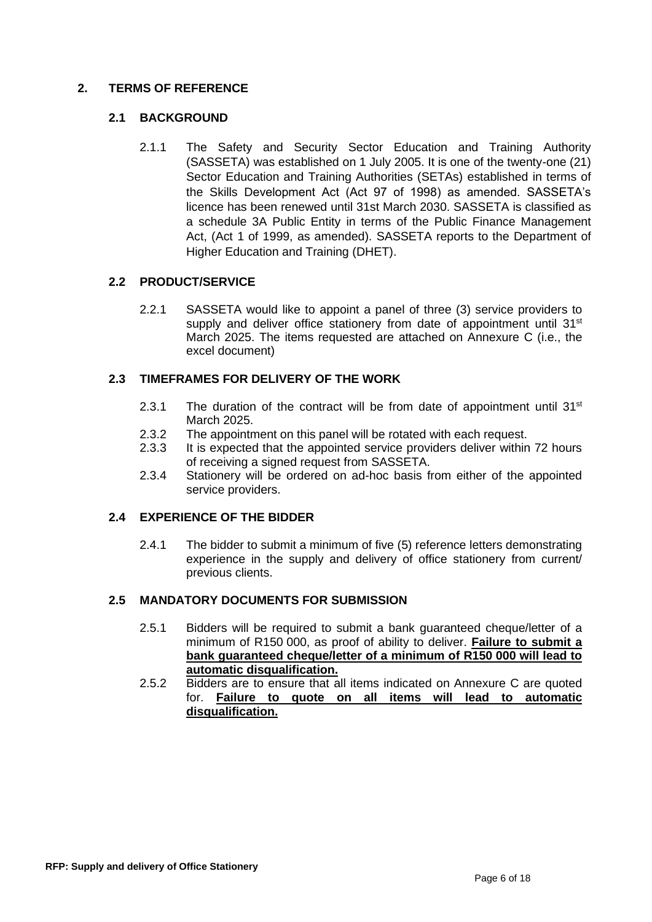## 2. TERMS OF REFERENCE

### 2.1 BACKGROUND

2.1.1 The Safety and Security Sector Education and Training Authority (SASSETA) was established on 1 July 2005. It is one of the twenty-one (21) Sector Education and Training Authorities (SETAs) established in terms of the Skills Development Act (Act 97 of 1998) as amended. SASSETA's licence has been renewed until 31st March 2030. SASSETA is classified as a schedule 3A Public Entity in terms of the Public Finance Management Act, (Act 1 of 1999, as amended). SASSETA reports to the Department of Higher Education and Training (DHET).

### 2.2 PRODUCT/SERVICE

2.2.1 SASSETA would like to appoint a panel of three (3) service providers to supply and deliver office stationery from date of appointment until 31st March 2025. The items requested are attached on Annexure C (i.e., the excel document)

### 2.3 TIMEFRAMES FOR DELIVERY OF THE WORK

2.3.1 The duration of the contract will be from date of appointment until 31st March 2025.

2.3.2 The appointment on this panel will be rotated with each request.

2.3.3 It is expected that the appointed service providers deliver within 72 hours of receiving a signed request from SASSETA.

2.3.4 Stationery will be ordered on ad-hoc basis from either of the appointed service providers.

### 2.4 EXPERIENCE OF THE BIDDER

2.4.1 The bidder to submit a minimum of five (5) reference letters demonstrating experience in the supply and delivery of office stationery from current/ previous clients.

### 2.5 MANDATORY DOCUMENTS FOR SUBMISSION

2.5.1 Bidders will be required to submit a bank guaranteed cheque/letter of a minimum of R150 000, as proof of ability to deliver. **Failure to submit a bank guaranteed cheque/letter of a minimum of R150 000 will lead to automatic disqualification.**

2.5.2 Bidders are to ensure that all items indicated on Annexure C are quoted for. **Failure to quote on all items will lead to automatic disqualification.**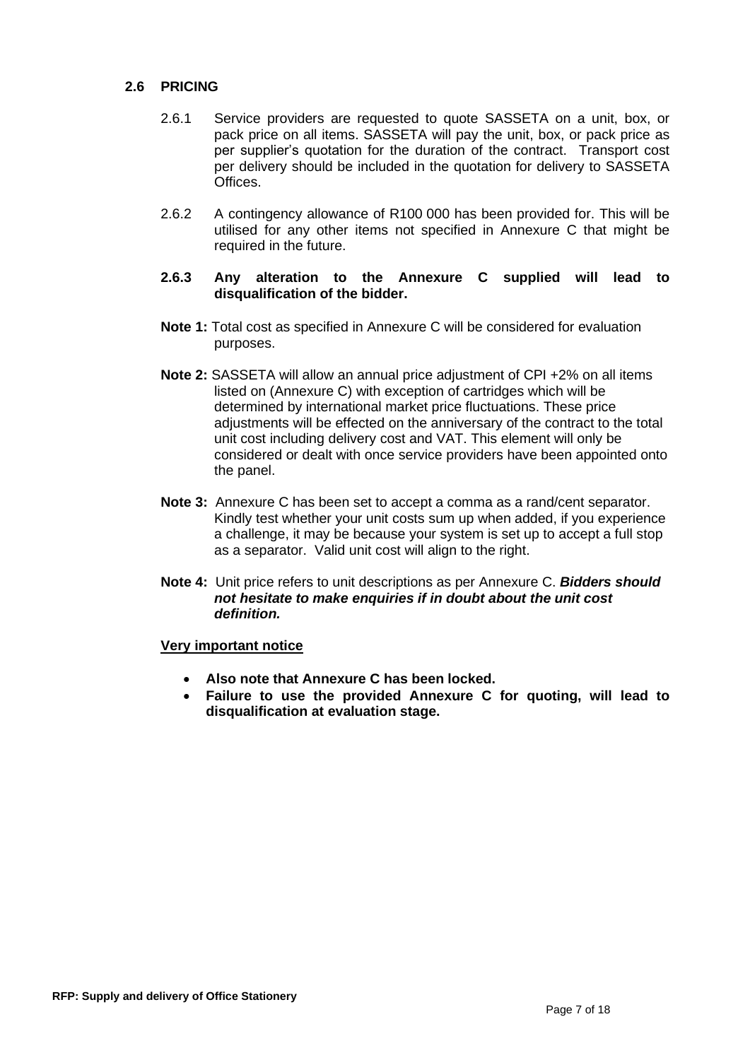### 2.6 PRICING

2.6.1 Service providers are requested to quote SASSETA on a unit, box, or pack price on all items. SASSETA will pay the unit, box, or pack price as per supplier's quotation for the duration of the contract. Transport cost per delivery should be included in the quotation for delivery to SASSETA Offices.

2.6.2 A contingency allowance of R100 000 has been provided for. This will be utilised for any other items not specified in Annexure C that might be required in the future.

**2.6.3 Any alteration to the Annexure C supplied will lead to disqualification of the bidder.**

**Note 1:** Total cost as specified in Annexure C will be considered for evaluation purposes.

**Note 2:** SASSETA will allow an annual price adjustment of CPI +2% on all items listed on (Annexure C) with exception of cartridges which will be determined by international market price fluctuations. These price adjustments will be effected on the anniversary of the contract to the total unit cost including delivery cost and VAT. This element will only be considered or dealt with once service providers have been appointed onto the panel.

**Note 3:** Annexure C has been set to accept a comma as a rand/cent separator. Kindly test whether your unit costs sum up when added, if you experience a challenge, it may be because your system is set up to accept a full stop as a separator. Valid unit cost will align to the right.

**Note 4:** Unit price refers to unit descriptions as per Annexure C. ***Bidders should not hesitate to make enquiries if in doubt about the unit cost definition.***

**Very important notice**

- **Also note that Annexure C has been locked.**
- **Failure to use the provided Annexure C for quoting, will lead to disqualification at evaluation stage.**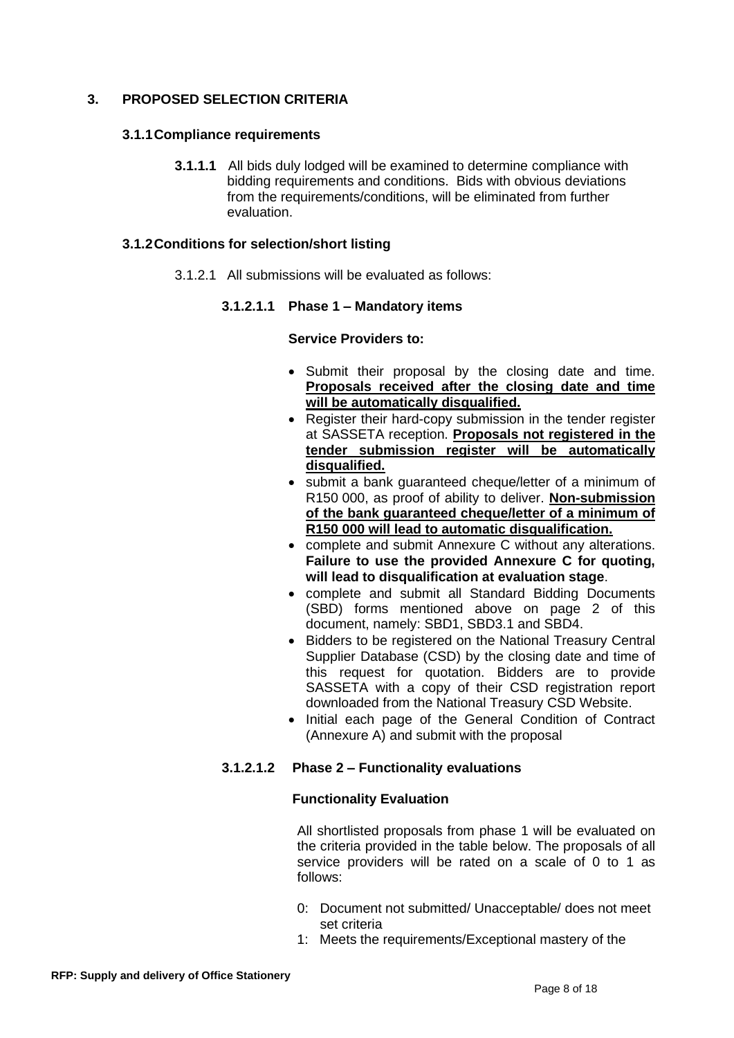## 3. PROPOSED SELECTION CRITERIA

### 3.1.1 Compliance requirements

**3.1.1.1** All bids duly lodged will be examined to determine compliance with bidding requirements and conditions. Bids with obvious deviations from the requirements/conditions, will be eliminated from further evaluation.

### 3.1.2 Conditions for selection/short listing

3.1.2.1 All submissions will be evaluated as follows:

#### 3.1.2.1.1 Phase 1 – Mandatory items

**Service Providers to:**

- Submit their proposal by the closing date and time. **Proposals received after the closing date and time will be automatically disqualified.**
- Register their hard-copy submission in the tender register at SASSETA reception. **Proposals not registered in the tender submission register will be automatically disqualified.**
- submit a bank guaranteed cheque/letter of a minimum of R150 000, as proof of ability to deliver. **Non-submission of the bank guaranteed cheque/letter of a minimum of R150 000 will lead to automatic disqualification.**
- complete and submit Annexure C without any alterations. **Failure to use the provided Annexure C for quoting, will lead to disqualification at evaluation stage**.
- complete and submit all Standard Bidding Documents (SBD) forms mentioned above on page 2 of this document, namely: SBD1, SBD3.1 and SBD4.
- Bidders to be registered on the National Treasury Central Supplier Database (CSD) by the closing date and time of this request for quotation. Bidders are to provide SASSETA with a copy of their CSD registration report downloaded from the National Treasury CSD Website.
- Initial each page of the General Condition of Contract (Annexure A) and submit with the proposal

#### 3.1.2.1.2 Phase 2 – Functionality evaluations

**Functionality Evaluation**

All shortlisted proposals from phase 1 will be evaluated on the criteria provided in the table below. The proposals of all service providers will be rated on a scale of 0 to 1 as follows:

0: Document not submitted/ Unacceptable/ does not meet set criteria
1: Meets the requirements/Exceptional mastery of the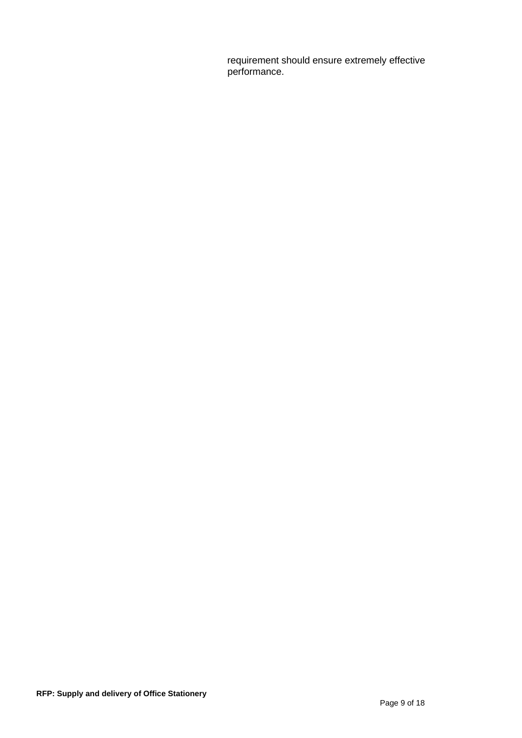requirement should ensure extremely effective performance.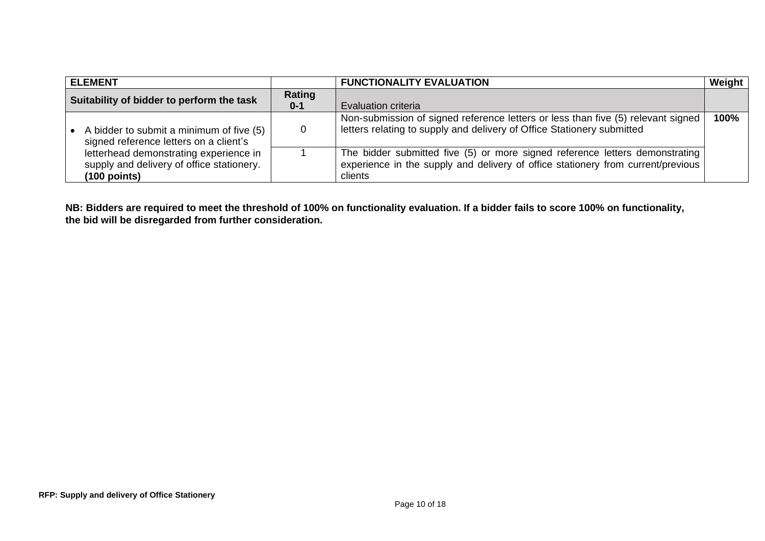| ELEMENT | | FUNCTIONALITY EVALUATION | Weight |
|---|---|---|---|
| **Suitability of bidder to perform the task** | **Rating 0-1** | Evaluation criteria | |
| • A bidder to submit a minimum of five (5) signed reference letters on a client's letterhead demonstrating experience in supply and delivery of office stationery. **(100 points)** | 0 | Non-submission of signed reference letters or less than five (5) relevant signed letters relating to supply and delivery of Office Stationery submitted | **100%** |
| | 1 | The bidder submitted five (5) or more signed reference letters demonstrating experience in the supply and delivery of office stationery from current/previous clients | |

**NB: Bidders are required to meet the threshold of 100% on functionality evaluation. If a bidder fails to score 100% on functionality, the bid will be disregarded from further consideration.**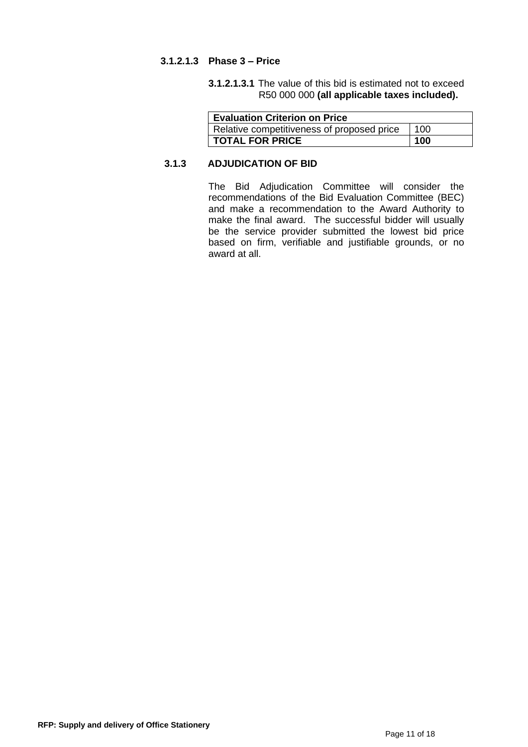#### 3.1.2.1.3 Phase 3 – Price

**3.1.2.1.3.1** The value of this bid is estimated not to exceed R50 000 000 **(all applicable taxes included).**

| **Evaluation Criterion on Price** | |
|---|---|
| Relative competitiveness of proposed price | 100 |
| **TOTAL FOR PRICE** | **100** |

### 3.1.3 ADJUDICATION OF BID

The Bid Adjudication Committee will consider the recommendations of the Bid Evaluation Committee (BEC) and make a recommendation to the Award Authority to make the final award. The successful bidder will usually be the service provider submitted the lowest bid price based on firm, verifiable and justifiable grounds, or no award at all.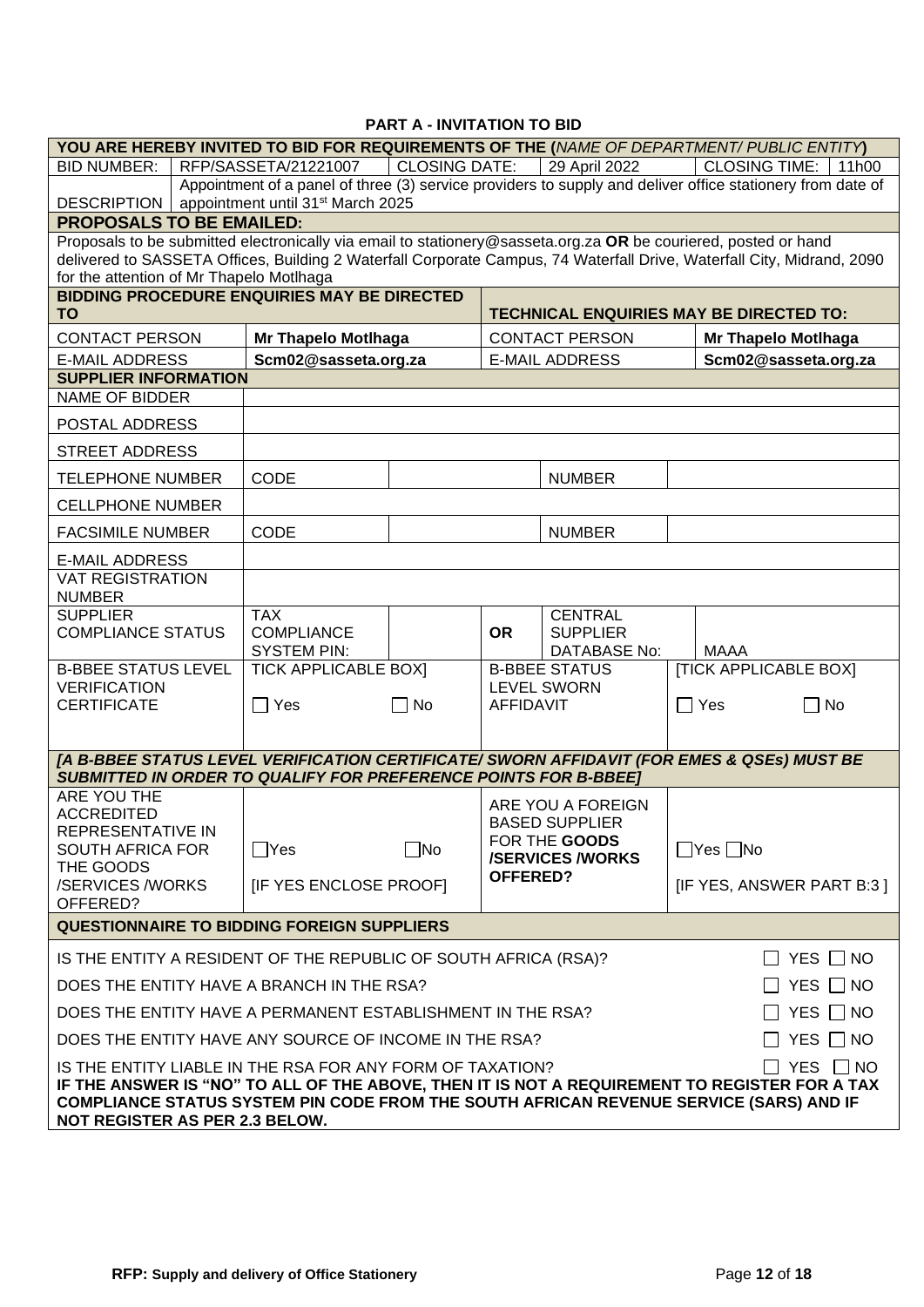## PART A - INVITATION TO BID

| YOU ARE HEREBY INVITED TO BID FOR REQUIREMENTS OF THE (*NAME OF DEPARTMENT/ PUBLIC ENTITY*) | | | | | |
|---|---|---|---|---|---|
| BID NUMBER: | RFP/SASSETA/21221007 | CLOSING DATE: | 29 April 2022 | CLOSING TIME: | 11h00 |
| DESCRIPTION | Appointment of a panel of three (3) service providers to supply and deliver office stationery from date of appointment until 31st March 2025 | | | | |

**PROPOSALS TO BE EMAILED:**

Proposals to be submitted electronically via email to stationery@sasseta.org.za **OR** be couriered, posted or hand delivered to SASSETA Offices, Building 2 Waterfall Corporate Campus, 74 Waterfall Drive, Waterfall City, Midrand, 2090 for the attention of Mr Thapelo Motlhaga

| BIDDING PROCEDURE ENQUIRIES MAY BE DIRECTED TO | | TECHNICAL ENQUIRIES MAY BE DIRECTED TO: | |
|---|---|---|---|
| CONTACT PERSON | **Mr Thapelo Motlhaga** | CONTACT PERSON | **Mr Thapelo Motlhaga** |
| E-MAIL ADDRESS | **Scm02@sasseta.org.za** | E-MAIL ADDRESS | **Scm02@sasseta.org.za** |

**SUPPLIER INFORMATION**

| | | | | | |
|---|---|---|---|---|---|
| NAME OF BIDDER | | | | | |
| POSTAL ADDRESS | | | | | |
| STREET ADDRESS | | | | | |
| TELEPHONE NUMBER | CODE | | | NUMBER | |
| CELLPHONE NUMBER | | | | | |
| FACSIMILE NUMBER | CODE | | | NUMBER | |
| E-MAIL ADDRESS | | | | | |
| VAT REGISTRATION NUMBER | | | | | |
| SUPPLIER COMPLIANCE STATUS | TAX COMPLIANCE SYSTEM PIN: | | OR | CENTRAL SUPPLIER DATABASE No: | MAAA |
| B-BBEE STATUS LEVEL VERIFICATION CERTIFICATE | TICK APPLICABLE BOX] ☐ Yes | ☐ No | B-BBEE STATUS LEVEL SWORN AFFIDAVIT | | [TICK APPLICABLE BOX] ☐ Yes ☐ No |

***[A B-BBEE STATUS LEVEL VERIFICATION CERTIFICATE/ SWORN AFFIDAVIT (FOR EMES & QSEs) MUST BE SUBMITTED IN ORDER TO QUALIFY FOR PREFERENCE POINTS FOR B-BBEE]***

| | | | |
|---|---|---|---|
| ARE YOU THE ACCREDITED REPRESENTATIVE IN SOUTH AFRICA FOR THE GOODS /SERVICES /WORKS OFFERED? | ☐Yes ☐No [IF YES ENCLOSE PROOF] | ARE YOU A FOREIGN BASED SUPPLIER FOR THE **GOODS /SERVICES /WORKS OFFERED?** | ☐Yes ☐No [IF YES, ANSWER PART B:3 ] |

**QUESTIONNAIRE TO BIDDING FOREIGN SUPPLIERS**

IS THE ENTITY A RESIDENT OF THE REPUBLIC OF SOUTH AFRICA (RSA)? ☐ YES ☐ NO

DOES THE ENTITY HAVE A BRANCH IN THE RSA? ☐ YES ☐ NO

DOES THE ENTITY HAVE A PERMANENT ESTABLISHMENT IN THE RSA? ☐ YES ☐ NO

DOES THE ENTITY HAVE ANY SOURCE OF INCOME IN THE RSA? ☐ YES ☐ NO

IS THE ENTITY LIABLE IN THE RSA FOR ANY FORM OF TAXATION? ☐ YES ☐ NO

**IF THE ANSWER IS "NO" TO ALL OF THE ABOVE, THEN IT IS NOT A REQUIREMENT TO REGISTER FOR A TAX COMPLIANCE STATUS SYSTEM PIN CODE FROM THE SOUTH AFRICAN REVENUE SERVICE (SARS) AND IF NOT REGISTER AS PER 2.3 BELOW.**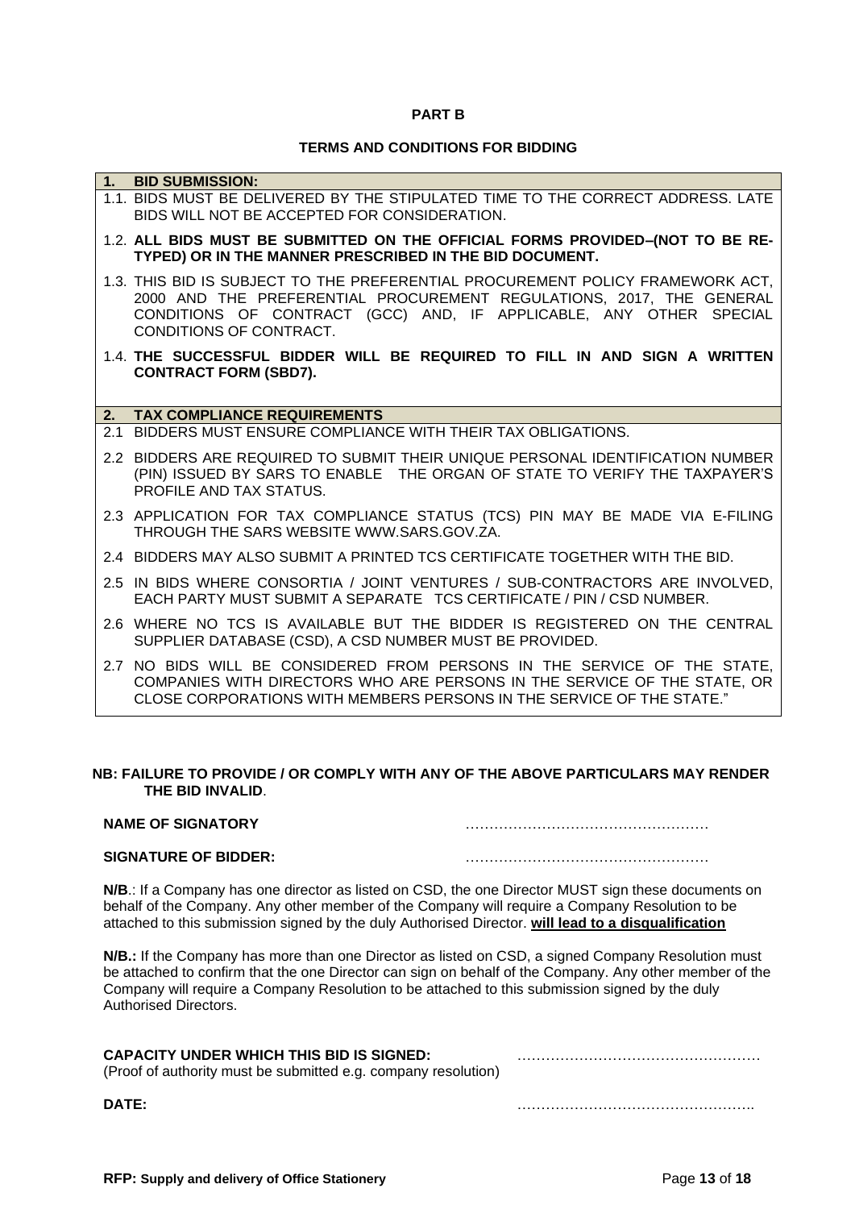**PART B**

**TERMS AND CONDITIONS FOR BIDDING**

**1. BID SUBMISSION:**

1.1. BIDS MUST BE DELIVERED BY THE STIPULATED TIME TO THE CORRECT ADDRESS. LATE BIDS WILL NOT BE ACCEPTED FOR CONSIDERATION.

1.2. **ALL BIDS MUST BE SUBMITTED ON THE OFFICIAL FORMS PROVIDED–(NOT TO BE RE-TYPED) OR IN THE MANNER PRESCRIBED IN THE BID DOCUMENT.**

1.3. THIS BID IS SUBJECT TO THE PREFERENTIAL PROCUREMENT POLICY FRAMEWORK ACT, 2000 AND THE PREFERENTIAL PROCUREMENT REGULATIONS, 2017, THE GENERAL CONDITIONS OF CONTRACT (GCC) AND, IF APPLICABLE, ANY OTHER SPECIAL CONDITIONS OF CONTRACT.

1.4. **THE SUCCESSFUL BIDDER WILL BE REQUIRED TO FILL IN AND SIGN A WRITTEN CONTRACT FORM (SBD7).**

**2. TAX COMPLIANCE REQUIREMENTS**

2.1 BIDDERS MUST ENSURE COMPLIANCE WITH THEIR TAX OBLIGATIONS.

2.2 BIDDERS ARE REQUIRED TO SUBMIT THEIR UNIQUE PERSONAL IDENTIFICATION NUMBER (PIN) ISSUED BY SARS TO ENABLE THE ORGAN OF STATE TO VERIFY THE TAXPAYER'S PROFILE AND TAX STATUS.

2.3 APPLICATION FOR TAX COMPLIANCE STATUS (TCS) PIN MAY BE MADE VIA E-FILING THROUGH THE SARS WEBSITE WWW.SARS.GOV.ZA.

2.4 BIDDERS MAY ALSO SUBMIT A PRINTED TCS CERTIFICATE TOGETHER WITH THE BID.

2.5 IN BIDS WHERE CONSORTIA / JOINT VENTURES / SUB-CONTRACTORS ARE INVOLVED, EACH PARTY MUST SUBMIT A SEPARATE TCS CERTIFICATE / PIN / CSD NUMBER.

2.6 WHERE NO TCS IS AVAILABLE BUT THE BIDDER IS REGISTERED ON THE CENTRAL SUPPLIER DATABASE (CSD), A CSD NUMBER MUST BE PROVIDED.

2.7 NO BIDS WILL BE CONSIDERED FROM PERSONS IN THE SERVICE OF THE STATE, COMPANIES WITH DIRECTORS WHO ARE PERSONS IN THE SERVICE OF THE STATE, OR CLOSE CORPORATIONS WITH MEMBERS PERSONS IN THE SERVICE OF THE STATE."

**NB: FAILURE TO PROVIDE / OR COMPLY WITH ANY OF THE ABOVE PARTICULARS MAY RENDER THE BID INVALID**.

**NAME OF SIGNATORY** ……………………………………………

**SIGNATURE OF BIDDER:** ……………………………………………

**N/B**.: If a Company has one director as listed on CSD, the one Director MUST sign these documents on behalf of the Company. Any other member of the Company will require a Company Resolution to be attached to this submission signed by the duly Authorised Director. **will lead to a disqualification**

**N/B.:** If the Company has more than one Director as listed on CSD, a signed Company Resolution must be attached to confirm that the one Director can sign on behalf of the Company. Any other member of the Company will require a Company Resolution to be attached to this submission signed by the duly Authorised Directors.

**CAPACITY UNDER WHICH THIS BID IS SIGNED:** ……………………………………………
(Proof of authority must be submitted e.g. company resolution)

**DATE:** …………………………………………..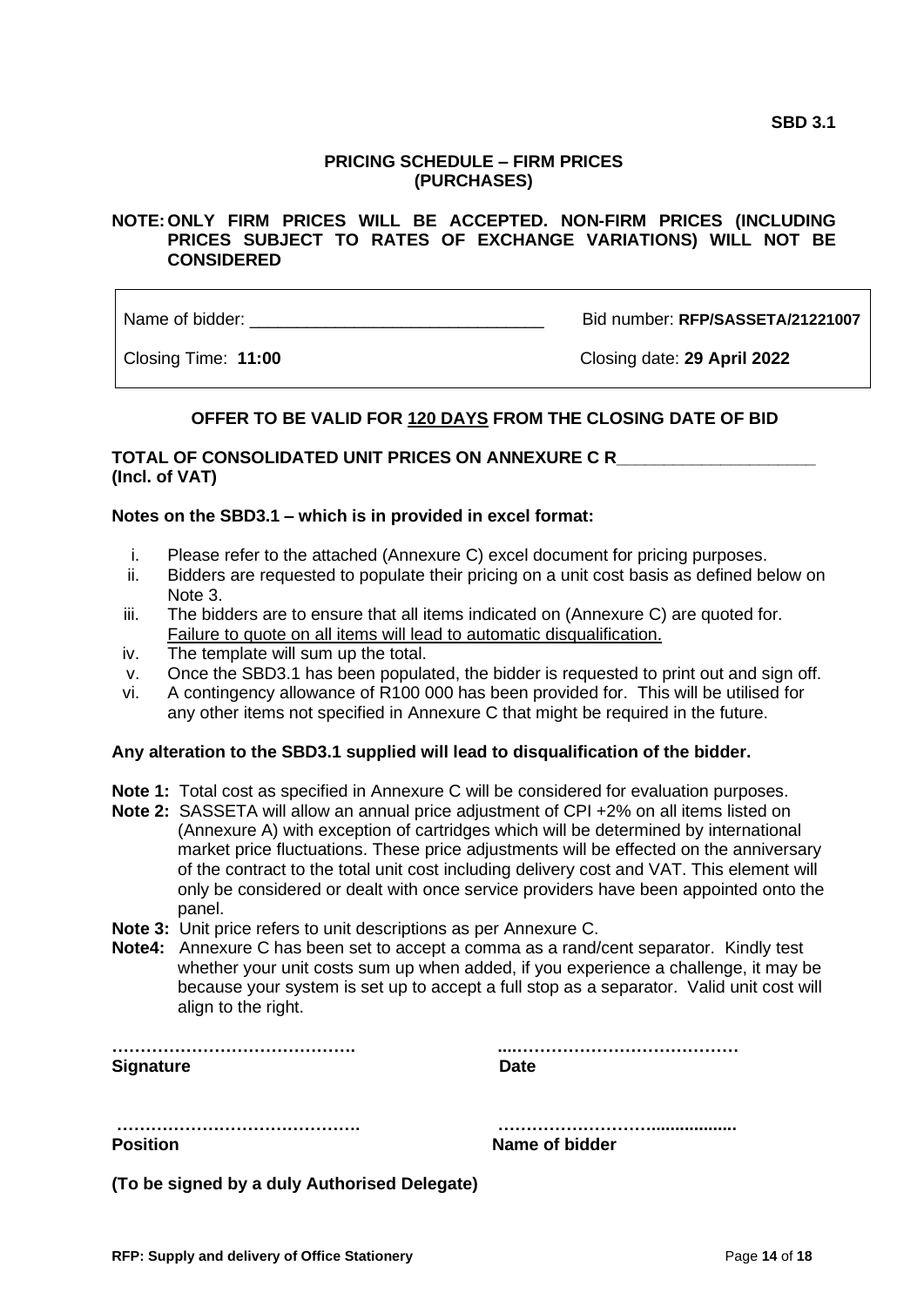**SBD 3.1**

**PRICING SCHEDULE – FIRM PRICES (PURCHASES)**

**NOTE: ONLY FIRM PRICES WILL BE ACCEPTED. NON-FIRM PRICES (INCLUDING PRICES SUBJECT TO RATES OF EXCHANGE VARIATIONS) WILL NOT BE CONSIDERED**

| Name of bidder: _______________________________ | Bid number: **RFP/SASSETA/21221007** |
|---|---|
| Closing Time: **11:00** | Closing date: **29 April 2022** |

**OFFER TO BE VALID FOR 120 DAYS FROM THE CLOSING DATE OF BID**

**TOTAL OF CONSOLIDATED UNIT PRICES ON ANNEXURE C R_____________________ (Incl. of VAT)**

**Notes on the SBD3.1 – which is in provided in excel format:**

i. Please refer to the attached (Annexure C) excel document for pricing purposes.
ii. Bidders are requested to populate their pricing on a unit cost basis as defined below on Note 3.
iii. The bidders are to ensure that all items indicated on (Annexure C) are quoted for. Failure to quote on all items will lead to automatic disqualification.
iv. The template will sum up the total.
v. Once the SBD3.1 has been populated, the bidder is requested to print out and sign off.
vi. A contingency allowance of R100 000 has been provided for. This will be utilised for any other items not specified in Annexure C that might be required in the future.

**Any alteration to the SBD3.1 supplied will lead to disqualification of the bidder.**

**Note 1:** Total cost as specified in Annexure C will be considered for evaluation purposes.

**Note 2:** SASSETA will allow an annual price adjustment of CPI +2% on all items listed on (Annexure A) with exception of cartridges which will be determined by international market price fluctuations. These price adjustments will be effected on the anniversary of the contract to the total unit cost including delivery cost and VAT. This element will only be considered or dealt with once service providers have been appointed onto the panel.

**Note 3:** Unit price refers to unit descriptions as per Annexure C.

**Note4:** Annexure C has been set to accept a comma as a rand/cent separator. Kindly test whether your unit costs sum up when added, if you experience a challenge, it may be because your system is set up to accept a full stop as a separator. Valid unit cost will align to the right.

| ……………………………………. | ...………………………………… |
|---|---|
| **Signature** | **Date** |
| ……………………………………. | ………….…………................ |
| **Position** | **Name of bidder** |

**(To be signed by a duly Authorised Delegate)**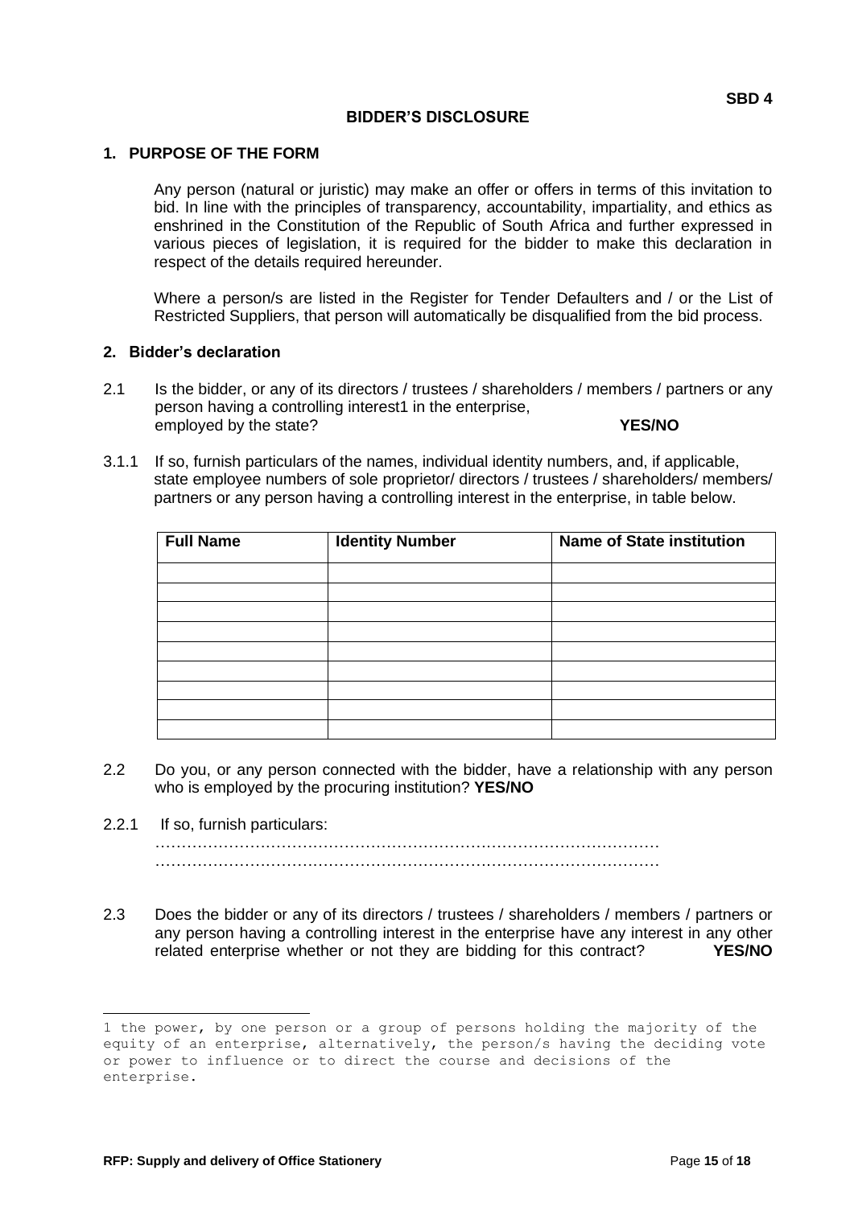**SBD 4**

# BIDDER'S DISCLOSURE

## 1. PURPOSE OF THE FORM

Any person (natural or juristic) may make an offer or offers in terms of this invitation to bid. In line with the principles of transparency, accountability, impartiality, and ethics as enshrined in the Constitution of the Republic of South Africa and further expressed in various pieces of legislation, it is required for the bidder to make this declaration in respect of the details required hereunder.

Where a person/s are listed in the Register for Tender Defaulters and / or the List of Restricted Suppliers, that person will automatically be disqualified from the bid process.

## 2. Bidder's declaration

2.1 Is the bidder, or any of its directors / trustees / shareholders / members / partners or any person having a controlling interest[1] in the enterprise, employed by the state? **YES/NO**

3.1.1 If so, furnish particulars of the names, individual identity numbers, and, if applicable, state employee numbers of sole proprietor/ directors / trustees / shareholders/ members/ partners or any person having a controlling interest in the enterprise, in table below.

| Full Name | Identity Number | Name of State institution |
| --- | --- | --- |
| | | |
| | | |
| | | |
| | | |
| | | |
| | | |
| | | |
| | | |
| | | |

2.2 Do you, or any person connected with the bidder, have a relationship with any person who is employed by the procuring institution? **YES/NO**

2.2.1 If so, furnish particulars:
……………………………………………………………………………………
……………………………………………………………………………………

2.3 Does the bidder or any of its directors / trustees / shareholders / members / partners or any person having a controlling interest in the enterprise have any interest in any other related enterprise whether or not they are bidding for this contract? **YES/NO**

[1] the power, by one person or a group of persons holding the majority of the equity of an enterprise, alternatively, the person/s having the deciding vote or power to influence or to direct the course and decisions of the enterprise.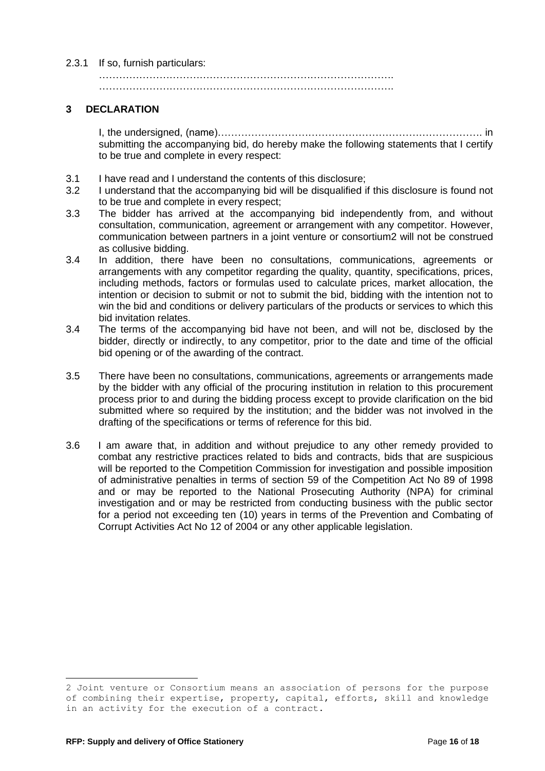2.3.1 If so, furnish particulars:

…………………………………………………………………………….
…………………………………………………………………………….

## 3 DECLARATION

I, the undersigned, (name)……………………………………………………………………. in submitting the accompanying bid, do hereby make the following statements that I certify to be true and complete in every respect:

3.1 I have read and I understand the contents of this disclosure;

3.2 I understand that the accompanying bid will be disqualified if this disclosure is found not to be true and complete in every respect;

3.3 The bidder has arrived at the accompanying bid independently from, and without consultation, communication, agreement or arrangement with any competitor. However, communication between partners in a joint venture or consortium[2] will not be construed as collusive bidding.

3.4 In addition, there have been no consultations, communications, agreements or arrangements with any competitor regarding the quality, quantity, specifications, prices, including methods, factors or formulas used to calculate prices, market allocation, the intention or decision to submit or not to submit the bid, bidding with the intention not to win the bid and conditions or delivery particulars of the products or services to which this bid invitation relates.

3.4 The terms of the accompanying bid have not been, and will not be, disclosed by the bidder, directly or indirectly, to any competitor, prior to the date and time of the official bid opening or of the awarding of the contract.

3.5 There have been no consultations, communications, agreements or arrangements made by the bidder with any official of the procuring institution in relation to this procurement process prior to and during the bidding process except to provide clarification on the bid submitted where so required by the institution; and the bidder was not involved in the drafting of the specifications or terms of reference for this bid.

3.6 I am aware that, in addition and without prejudice to any other remedy provided to combat any restrictive practices related to bids and contracts, bids that are suspicious will be reported to the Competition Commission for investigation and possible imposition of administrative penalties in terms of section 59 of the Competition Act No 89 of 1998 and or may be reported to the National Prosecuting Authority (NPA) for criminal investigation and or may be restricted from conducting business with the public sector for a period not exceeding ten (10) years in terms of the Prevention and Combating of Corrupt Activities Act No 12 of 2004 or any other applicable legislation.

---

2 Joint venture or Consortium means an association of persons for the purpose of combining their expertise, property, capital, efforts, skill and knowledge in an activity for the execution of a contract.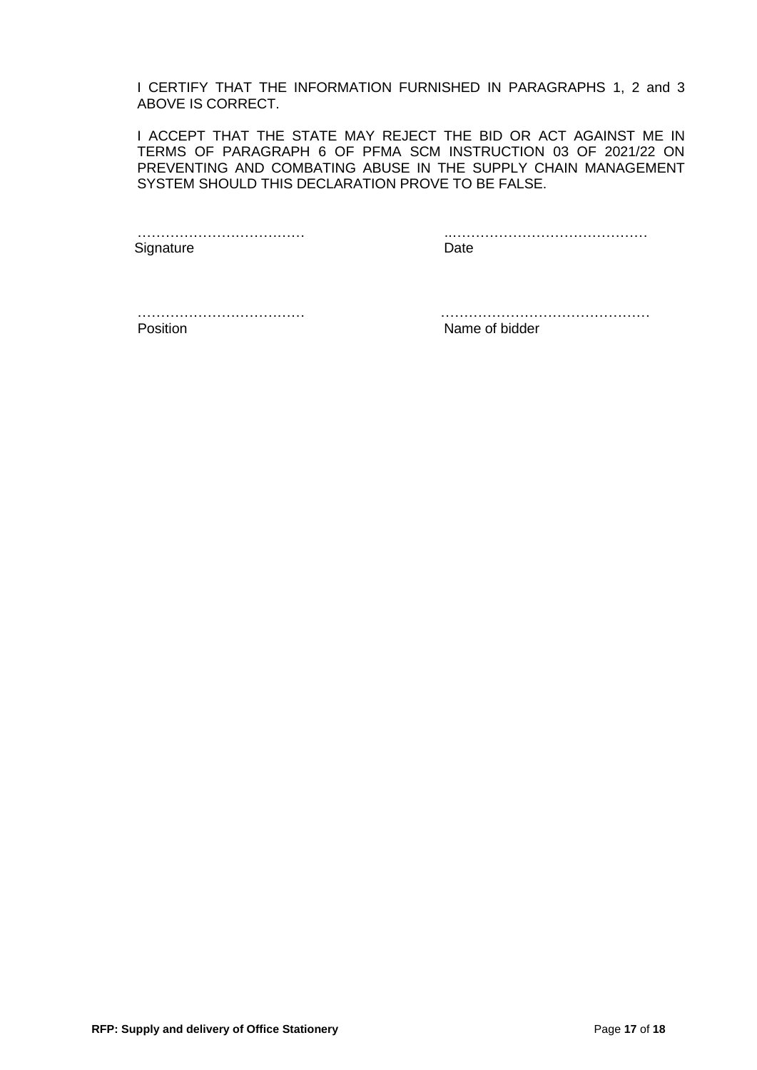I CERTIFY THAT THE INFORMATION FURNISHED IN PARAGRAPHS 1, 2 and 3 ABOVE IS CORRECT.

I ACCEPT THAT THE STATE MAY REJECT THE BID OR ACT AGAINST ME IN TERMS OF PARAGRAPH 6 OF PFMA SCM INSTRUCTION 03 OF 2021/22 ON PREVENTING AND COMBATING ABUSE IN THE SUPPLY CHAIN MANAGEMENT SYSTEM SHOULD THIS DECLARATION PROVE TO BE FALSE.

| | |
|---|---|
| ……………………………… | ……………………………………… |
| Signature | Date |
| ……………………………… | ……………………………………… |
| Position | Name of bidder |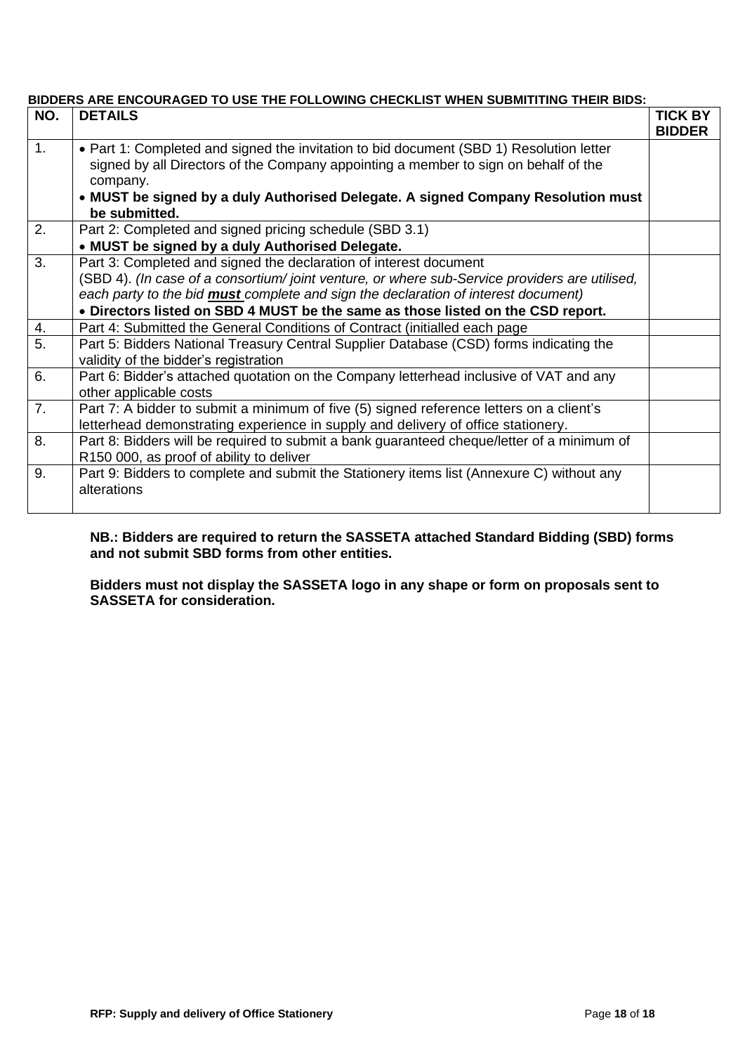**BIDDERS ARE ENCOURAGED TO USE THE FOLLOWING CHECKLIST WHEN SUBMITITING THEIR BIDS:**

| NO. | DETAILS | TICK BY BIDDER |
|---|---|---|
| 1. | • Part 1: Completed and signed the invitation to bid document (SBD 1) Resolution letter signed by all Directors of the Company appointing a member to sign on behalf of the company.<br>• **MUST be signed by a duly Authorised Delegate. A signed Company Resolution must be submitted.** | |
| 2. | Part 2: Completed and signed pricing schedule (SBD 3.1)<br>• **MUST be signed by a duly Authorised Delegate.** | |
| 3. | Part 3: Completed and signed the declaration of interest document (SBD 4). *(In case of a consortium/ joint venture, or where sub-Service providers are utilised, each party to the bid **must** complete and sign the declaration of interest document)*<br>• **Directors listed on SBD 4 MUST be the same as those listed on the CSD report.** | |
| 4. | Part 4: Submitted the General Conditions of Contract (initialled each page | |
| 5. | Part 5: Bidders National Treasury Central Supplier Database (CSD) forms indicating the validity of the bidder's registration | |
| 6. | Part 6: Bidder's attached quotation on the Company letterhead inclusive of VAT and any other applicable costs | |
| 7. | Part 7: A bidder to submit a minimum of five (5) signed reference letters on a client's letterhead demonstrating experience in supply and delivery of office stationery. | |
| 8. | Part 8: Bidders will be required to submit a bank guaranteed cheque/letter of a minimum of R150 000, as proof of ability to deliver | |
| 9. | Part 9: Bidders to complete and submit the Stationery items list (Annexure C) without any alterations | |

**NB.: Bidders are required to return the SASSETA attached Standard Bidding (SBD) forms and not submit SBD forms from other entities.**

**Bidders must not display the SASSETA logo in any shape or form on proposals sent to SASSETA for consideration.**